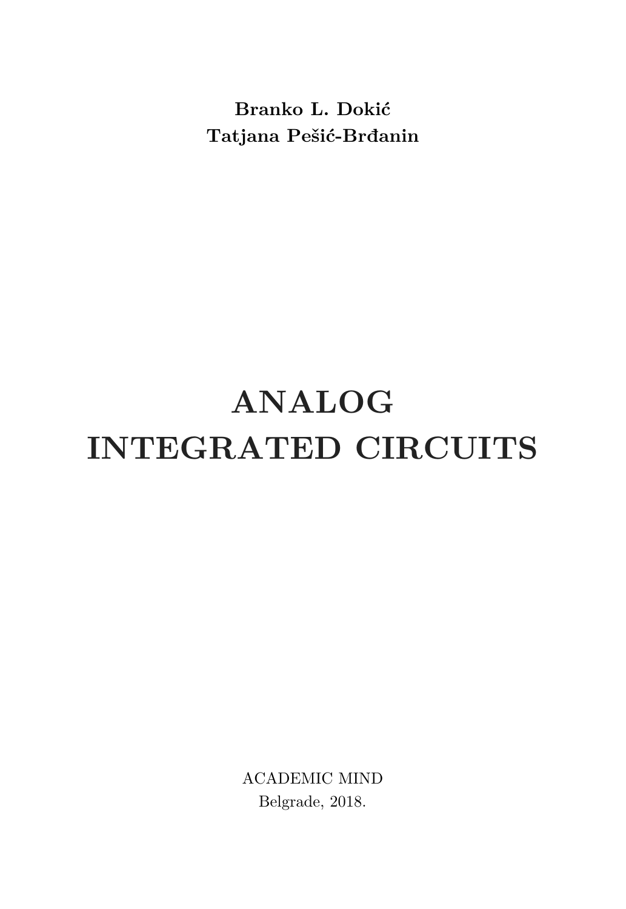**Branko L. Dokić**
**Tatjana Pešić-Brđanin**

# ANALOG INTEGRATED CIRCUITS

ACADEMIC MIND
Belgrade, 2018.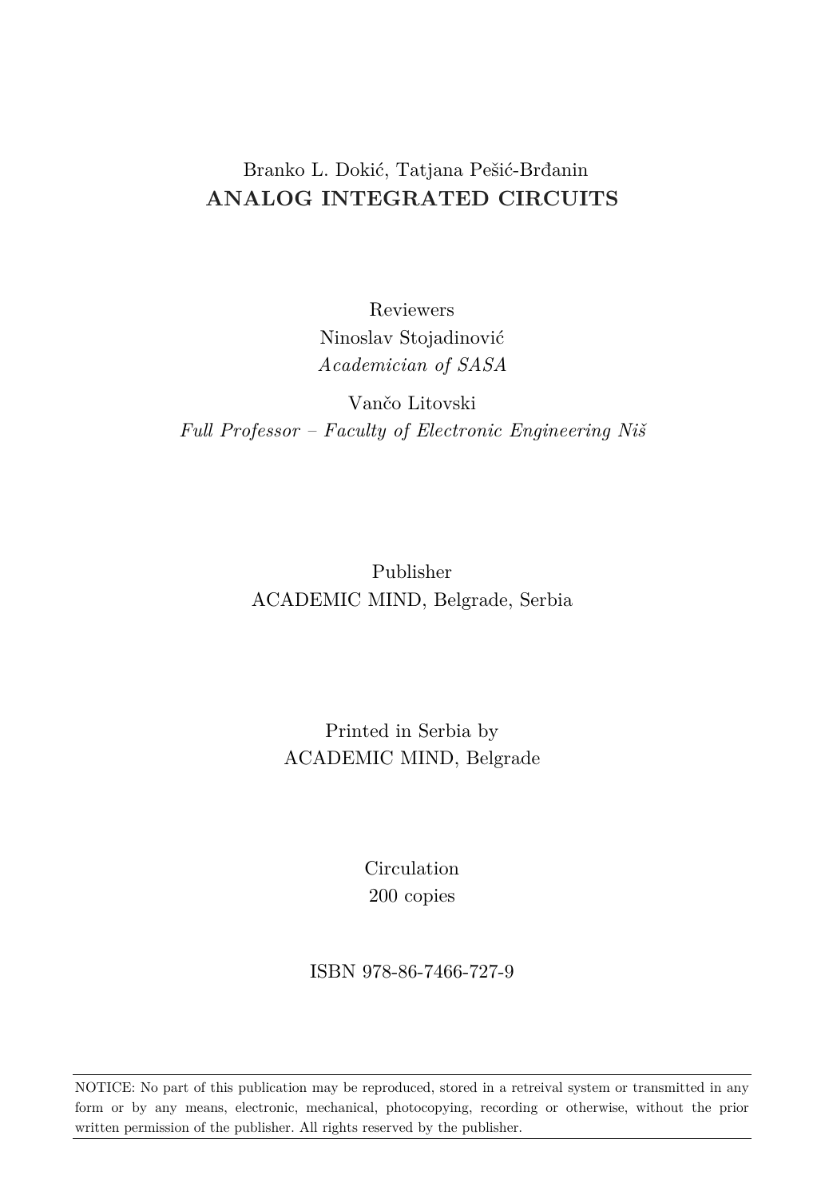Branko L. Dokić, Tatjana Pešić-Brđanin

**ANALOG INTEGRATED CIRCUITS**

Reviewers

Ninoslav Stojadinović

*Academician of SASA*

Vančo Litovski

*Full Professor – Faculty of Electronic Engineering Niš*

Publisher

ACADEMIC MIND, Belgrade, Serbia

Printed in Serbia by

ACADEMIC MIND, Belgrade

Circulation

200 copies

ISBN 978-86-7466-727-9

---

NOTICE: No part of this publication may be reproduced, stored in a retreival system or transmitted in any form or by any means, electronic, mechanical, photocopying, recording or otherwise, without the prior written permission of the publisher. All rights reserved by the publisher.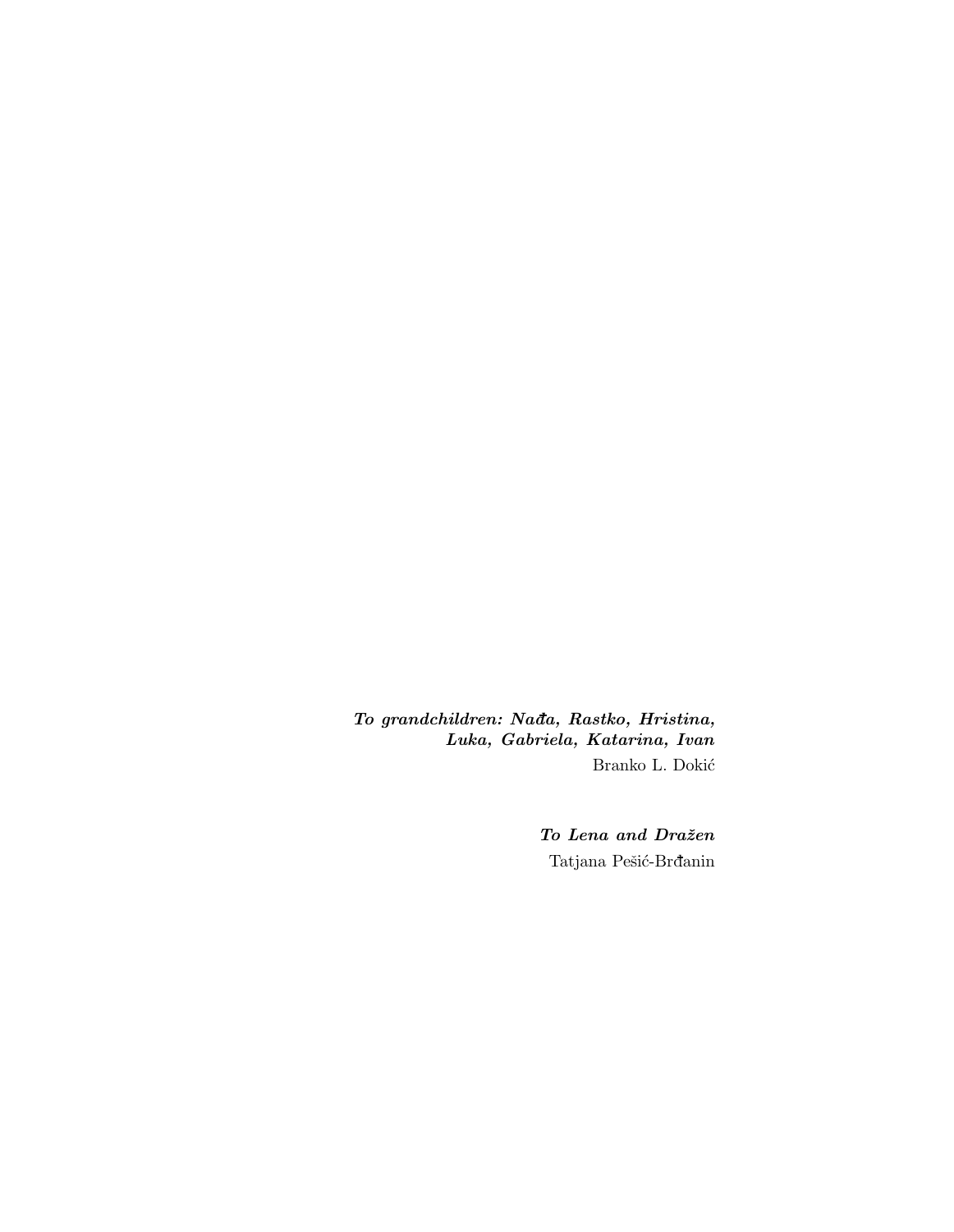***To grandchildren: Nađa, Rastko, Hristina,***
***Luka, Gabriela, Katarina, Ivan***

Branko L. Dokić

***To Lena and Dražen***

Tatjana Pešić-Brđanin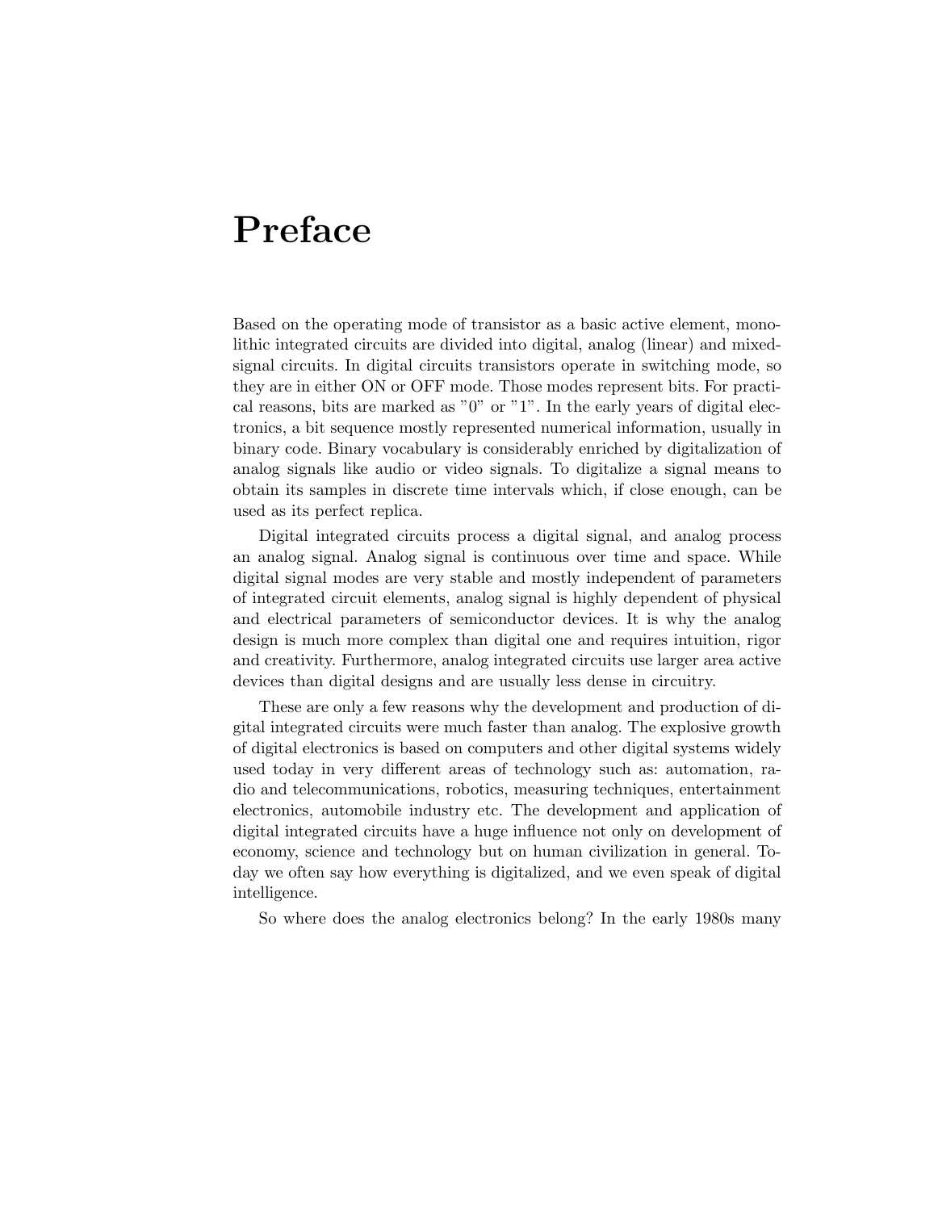# Preface

Based on the operating mode of transistor as a basic active element, monolithic integrated circuits are divided into digital, analog (linear) and mixed-signal circuits. In digital circuits transistors operate in switching mode, so they are in either ON or OFF mode. Those modes represent bits. For practical reasons, bits are marked as "0" or "1". In the early years of digital electronics, a bit sequence mostly represented numerical information, usually in binary code. Binary vocabulary is considerably enriched by digitalization of analog signals like audio or video signals. To digitalize a signal means to obtain its samples in discrete time intervals which, if close enough, can be used as its perfect replica.

Digital integrated circuits process a digital signal, and analog process an analog signal. Analog signal is continuous over time and space. While digital signal modes are very stable and mostly independent of parameters of integrated circuit elements, analog signal is highly dependent of physical and electrical parameters of semiconductor devices. It is why the analog design is much more complex than digital one and requires intuition, rigor and creativity. Furthermore, analog integrated circuits use larger area active devices than digital designs and are usually less dense in circuitry.

These are only a few reasons why the development and production of digital integrated circuits were much faster than analog. The explosive growth of digital electronics is based on computers and other digital systems widely used today in very different areas of technology such as: automation, radio and telecommunications, robotics, measuring techniques, entertainment electronics, automobile industry etc. The development and application of digital integrated circuits have a huge influence not only on development of economy, science and technology but on human civilization in general. Today we often say how everything is digitalized, and we even speak of digital intelligence.

So where does the analog electronics belong? In the early 1980s many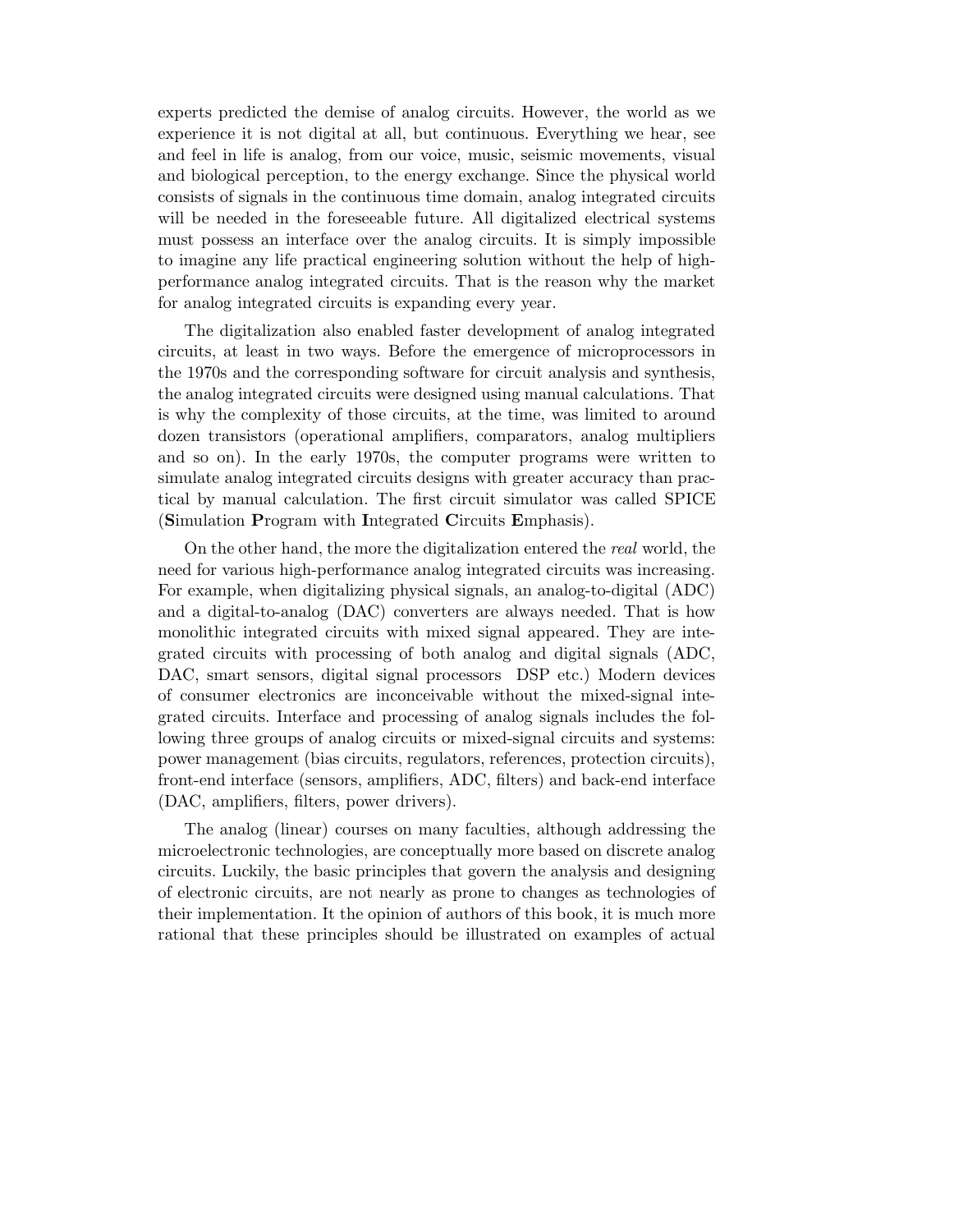experts predicted the demise of analog circuits. However, the world as we experience it is not digital at all, but continuous. Everything we hear, see and feel in life is analog, from our voice, music, seismic movements, visual and biological perception, to the energy exchange. Since the physical world consists of signals in the continuous time domain, analog integrated circuits will be needed in the foreseeable future. All digitalized electrical systems must possess an interface over the analog circuits. It is simply impossible to imagine any life practical engineering solution without the help of high-performance analog integrated circuits. That is the reason why the market for analog integrated circuits is expanding every year.

The digitalization also enabled faster development of analog integrated circuits, at least in two ways. Before the emergence of microprocessors in the 1970s and the corresponding software for circuit analysis and synthesis, the analog integrated circuits were designed using manual calculations. That is why the complexity of those circuits, at the time, was limited to around dozen transistors (operational amplifiers, comparators, analog multipliers and so on). In the early 1970s, the computer programs were written to simulate analog integrated circuits designs with greater accuracy than practical by manual calculation. The first circuit simulator was called SPICE (**S**imulation **P**rogram with **I**ntegrated **C**ircuits **E**mphasis).

On the other hand, the more the digitalization entered the *real* world, the need for various high-performance analog integrated circuits was increasing. For example, when digitalizing physical signals, an analog-to-digital (ADC) and a digital-to-analog (DAC) converters are always needed. That is how monolithic integrated circuits with mixed signal appeared. They are integrated circuits with processing of both analog and digital signals (ADC, DAC, smart sensors, digital signal processors DSP etc.) Modern devices of consumer electronics are inconceivable without the mixed-signal integrated circuits. Interface and processing of analog signals includes the following three groups of analog circuits or mixed-signal circuits and systems: power management (bias circuits, regulators, references, protection circuits), front-end interface (sensors, amplifiers, ADC, filters) and back-end interface (DAC, amplifiers, filters, power drivers).

The analog (linear) courses on many faculties, although addressing the microelectronic technologies, are conceptually more based on discrete analog circuits. Luckily, the basic principles that govern the analysis and designing of electronic circuits, are not nearly as prone to changes as technologies of their implementation. It the opinion of authors of this book, it is much more rational that these principles should be illustrated on examples of actual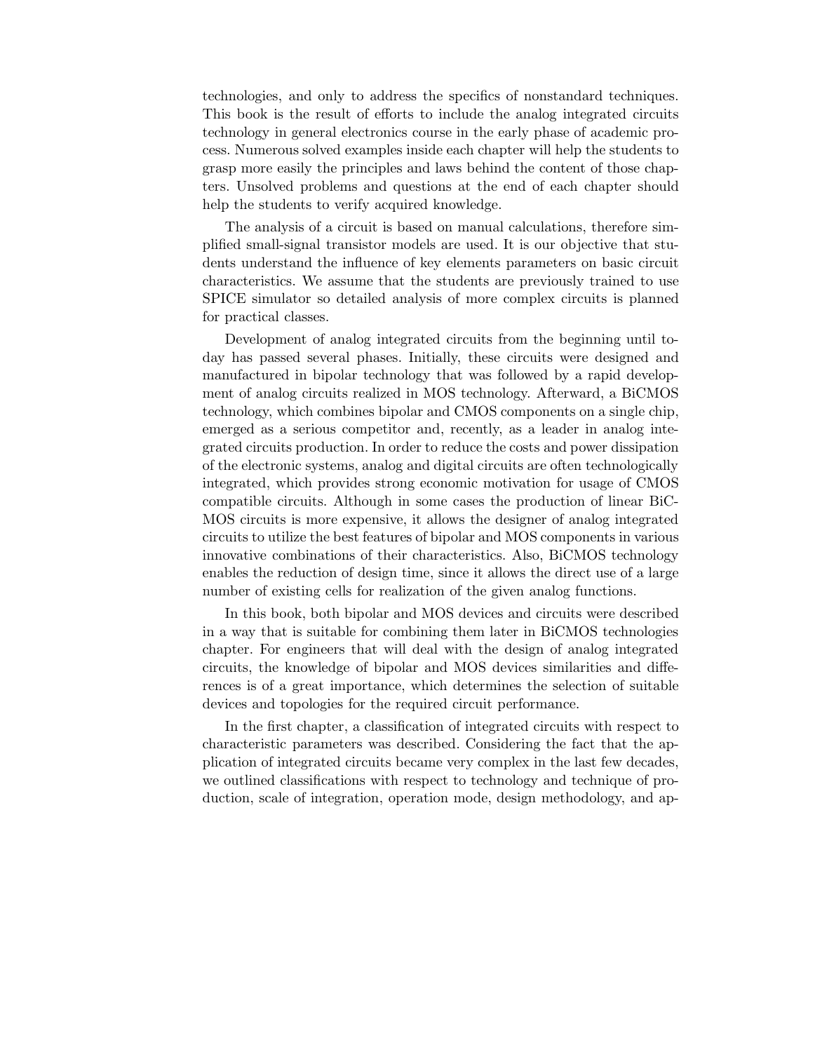technologies, and only to address the specifics of nonstandard techniques. This book is the result of efforts to include the analog integrated circuits technology in general electronics course in the early phase of academic process. Numerous solved examples inside each chapter will help the students to grasp more easily the principles and laws behind the content of those chapters. Unsolved problems and questions at the end of each chapter should help the students to verify acquired knowledge.

The analysis of a circuit is based on manual calculations, therefore simplified small-signal transistor models are used. It is our objective that students understand the influence of key elements parameters on basic circuit characteristics. We assume that the students are previously trained to use SPICE simulator so detailed analysis of more complex circuits is planned for practical classes.

Development of analog integrated circuits from the beginning until today has passed several phases. Initially, these circuits were designed and manufactured in bipolar technology that was followed by a rapid development of analog circuits realized in MOS technology. Afterward, a BiCMOS technology, which combines bipolar and CMOS components on a single chip, emerged as a serious competitor and, recently, as a leader in analog integrated circuits production. In order to reduce the costs and power dissipation of the electronic systems, analog and digital circuits are often technologically integrated, which provides strong economic motivation for usage of CMOS compatible circuits. Although in some cases the production of linear BiCMOS circuits is more expensive, it allows the designer of analog integrated circuits to utilize the best features of bipolar and MOS components in various innovative combinations of their characteristics. Also, BiCMOS technology enables the reduction of design time, since it allows the direct use of a large number of existing cells for realization of the given analog functions.

In this book, both bipolar and MOS devices and circuits were described in a way that is suitable for combining them later in BiCMOS technologies chapter. For engineers that will deal with the design of analog integrated circuits, the knowledge of bipolar and MOS devices similarities and differences is of a great importance, which determines the selection of suitable devices and topologies for the required circuit performance.

In the first chapter, a classification of integrated circuits with respect to characteristic parameters was described. Considering the fact that the application of integrated circuits became very complex in the last few decades, we outlined classifications with respect to technology and technique of production, scale of integration, operation mode, design methodology, and ap-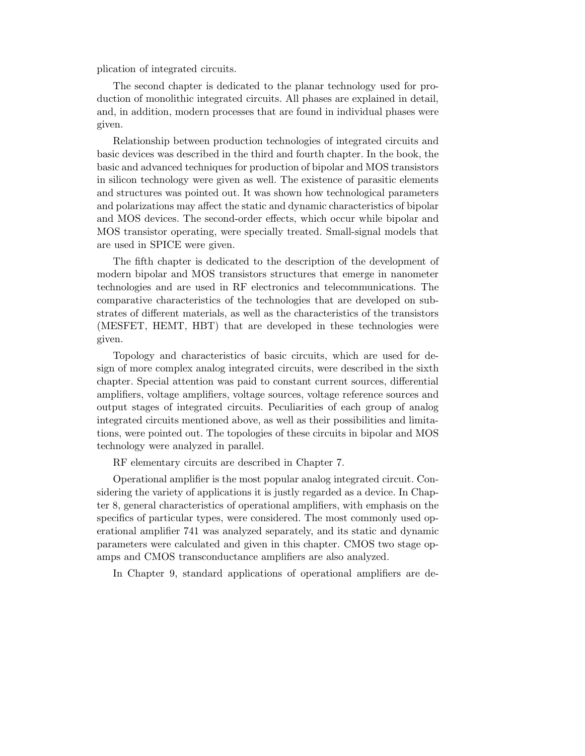plication of integrated circuits.

The second chapter is dedicated to the planar technology used for production of monolithic integrated circuits. All phases are explained in detail, and, in addition, modern processes that are found in individual phases were given.

Relationship between production technologies of integrated circuits and basic devices was described in the third and fourth chapter. In the book, the basic and advanced techniques for production of bipolar and MOS transistors in silicon technology were given as well. The existence of parasitic elements and structures was pointed out. It was shown how technological parameters and polarizations may affect the static and dynamic characteristics of bipolar and MOS devices. The second-order effects, which occur while bipolar and MOS transistor operating, were specially treated. Small-signal models that are used in SPICE were given.

The fifth chapter is dedicated to the description of the development of modern bipolar and MOS transistors structures that emerge in nanometer technologies and are used in RF electronics and telecommunications. The comparative characteristics of the technologies that are developed on substrates of different materials, as well as the characteristics of the transistors (MESFET, HEMT, HBT) that are developed in these technologies were given.

Topology and characteristics of basic circuits, which are used for design of more complex analog integrated circuits, were described in the sixth chapter. Special attention was paid to constant current sources, differential amplifiers, voltage amplifiers, voltage sources, voltage reference sources and output stages of integrated circuits. Peculiarities of each group of analog integrated circuits mentioned above, as well as their possibilities and limitations, were pointed out. The topologies of these circuits in bipolar and MOS technology were analyzed in parallel.

RF elementary circuits are described in Chapter 7.

Operational amplifier is the most popular analog integrated circuit. Considering the variety of applications it is justly regarded as a device. In Chapter 8, general characteristics of operational amplifiers, with emphasis on the specifics of particular types, were considered. The most commonly used operational amplifier 741 was analyzed separately, and its static and dynamic parameters were calculated and given in this chapter. CMOS two stage opamps and CMOS transconductance amplifiers are also analyzed.

In Chapter 9, standard applications of operational amplifiers are de-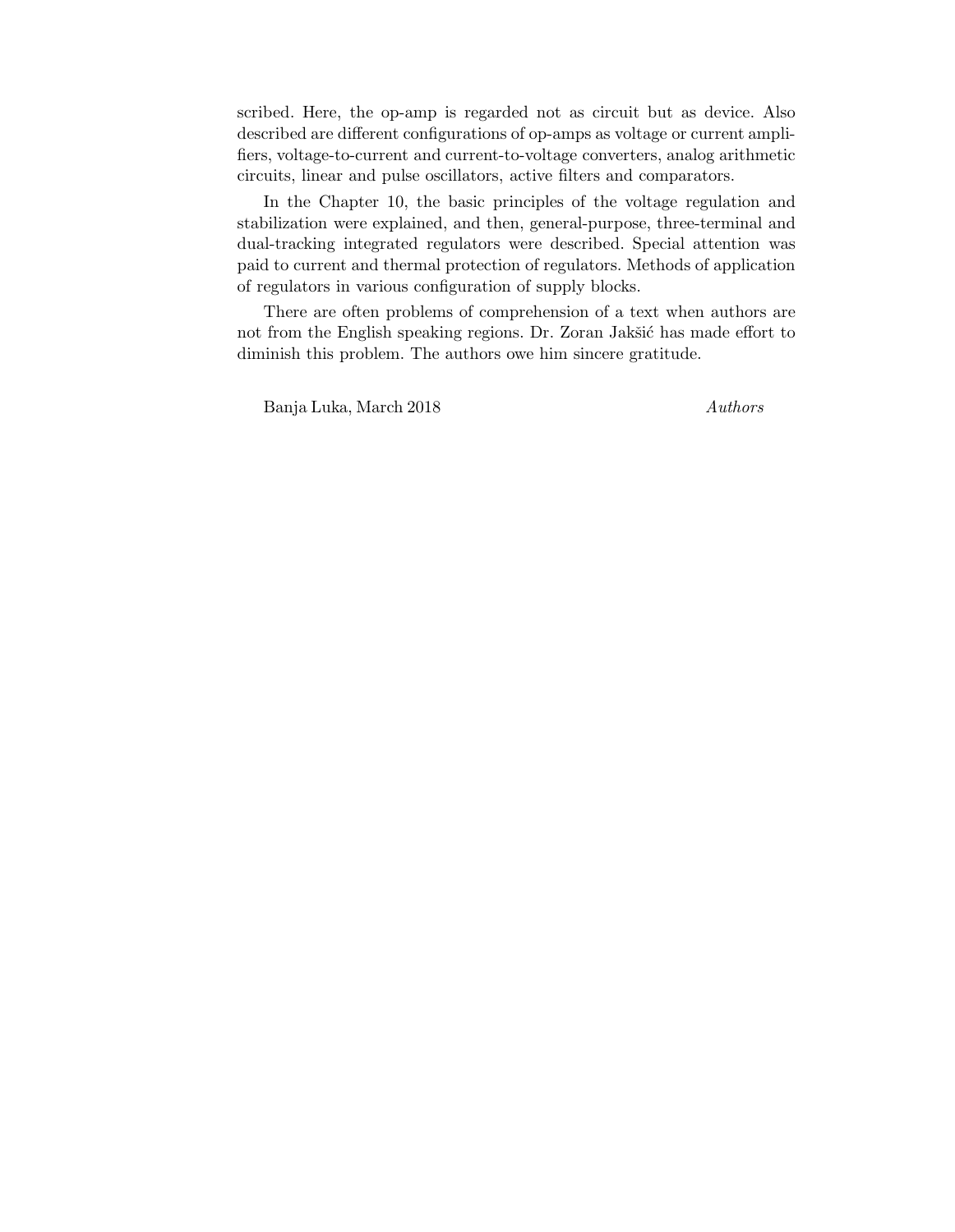scribed. Here, the op-amp is regarded not as circuit but as device. Also described are different configurations of op-amps as voltage or current amplifiers, voltage-to-current and current-to-voltage converters, analog arithmetic circuits, linear and pulse oscillators, active filters and comparators.

In the Chapter 10, the basic principles of the voltage regulation and stabilization were explained, and then, general-purpose, three-terminal and dual-tracking integrated regulators were described. Special attention was paid to current and thermal protection of regulators. Methods of application of regulators in various configuration of supply blocks.

There are often problems of comprehension of a text when authors are not from the English speaking regions. Dr. Zoran Jakšić has made effort to diminish this problem. The authors owe him sincere gratitude.

Banja Luka, March 2018 *Authors*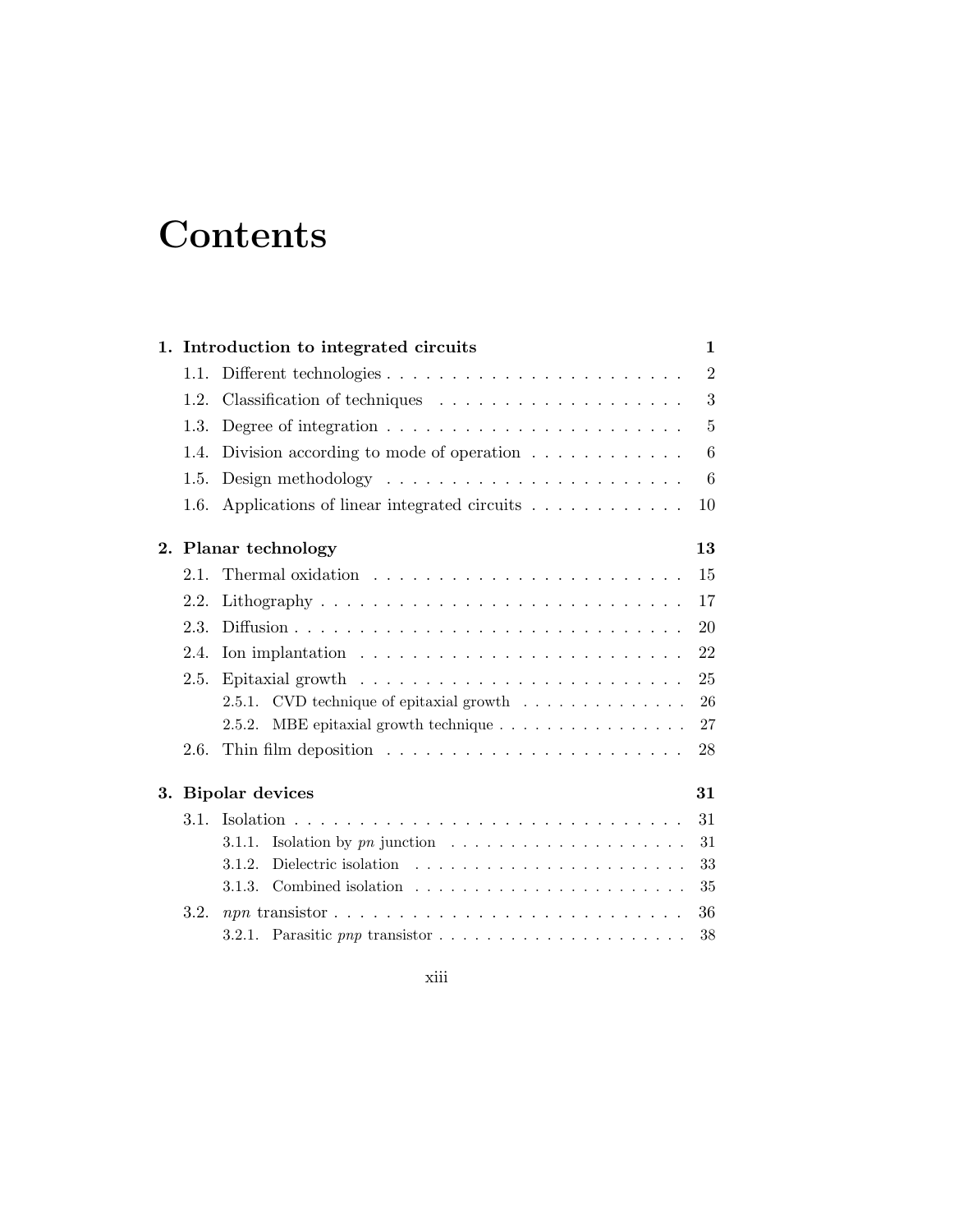# Contents

**1. Introduction to integrated circuits** **1**

- 1.1. Different technologies . . . . . . . . . . . . . . . . . . . . . . . 2
- 1.2. Classification of techniques . . . . . . . . . . . . . . . . . . . . 3
- 1.3. Degree of integration . . . . . . . . . . . . . . . . . . . . . . . 5
- 1.4. Division according to mode of operation . . . . . . . . . . . . 6
- 1.5. Design methodology . . . . . . . . . . . . . . . . . . . . . . . . 6
- 1.6. Applications of linear integrated circuits . . . . . . . . . . . . 10

**2. Planar technology** **13**

- 2.1. Thermal oxidation . . . . . . . . . . . . . . . . . . . . . . . . . 15
- 2.2. Lithography . . . . . . . . . . . . . . . . . . . . . . . . . . . . 17
- 2.3. Diffusion . . . . . . . . . . . . . . . . . . . . . . . . . . . . . . 20
- 2.4. Ion implantation . . . . . . . . . . . . . . . . . . . . . . . . . . 22
- 2.5. Epitaxial growth . . . . . . . . . . . . . . . . . . . . . . . . . . 25
  - 2.5.1. CVD technique of epitaxial growth . . . . . . . . . . . . . . 26
  - 2.5.2. MBE epitaxial growth technique . . . . . . . . . . . . . . . . 27
- 2.6. Thin film deposition . . . . . . . . . . . . . . . . . . . . . . . . 28

**3. Bipolar devices** **31**

- 3.1. Isolation . . . . . . . . . . . . . . . . . . . . . . . . . . . . . . 31
  - 3.1.1. Isolation by *pn* junction . . . . . . . . . . . . . . . . . . . . 31
  - 3.1.2. Dielectric isolation . . . . . . . . . . . . . . . . . . . . . . . 33
  - 3.1.3. Combined isolation . . . . . . . . . . . . . . . . . . . . . . . 35
- 3.2. *npn* transistor . . . . . . . . . . . . . . . . . . . . . . . . . . . 36
  - 3.2.1. Parasitic *pnp* transistor . . . . . . . . . . . . . . . . . . . . 38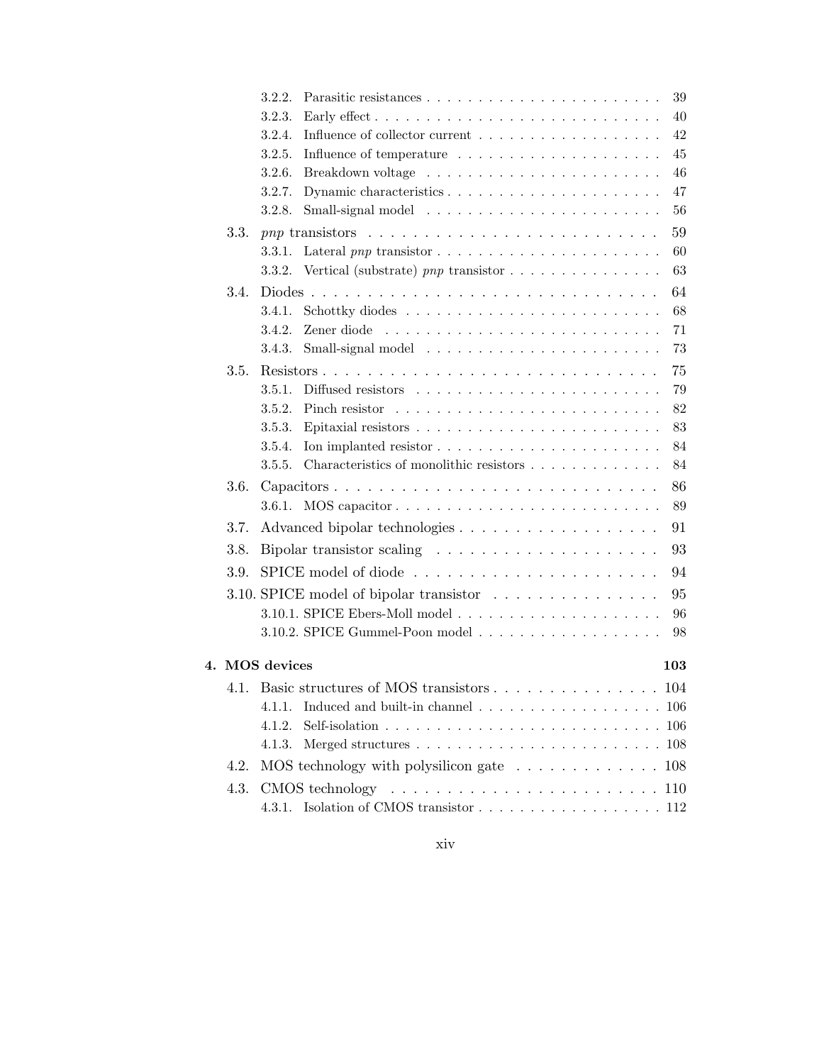- 3.2.2. Parasitic resistances . . . . . . . . . . . . . . . . . . . . . . . 39
- 3.2.3. Early effect . . . . . . . . . . . . . . . . . . . . . . . . . . . 40
- 3.2.4. Influence of collector current . . . . . . . . . . . . . . . . . . 42
- 3.2.5. Influence of temperature . . . . . . . . . . . . . . . . . . . . 45
- 3.2.6. Breakdown voltage . . . . . . . . . . . . . . . . . . . . . . . 46
- 3.2.7. Dynamic characteristics . . . . . . . . . . . . . . . . . . . . . 47
- 3.2.8. Small-signal model . . . . . . . . . . . . . . . . . . . . . . . 56

3.3. *pnp* transistors . . . . . . . . . . . . . . . . . . . . . . . . . . 59
- 3.3.1. Lateral *pnp* transistor . . . . . . . . . . . . . . . . . . . . . 60
- 3.3.2. Vertical (substrate) *pnp* transistor . . . . . . . . . . . . . . . 63

3.4. Diodes . . . . . . . . . . . . . . . . . . . . . . . . . . . . . . . 64
- 3.4.1. Schottky diodes . . . . . . . . . . . . . . . . . . . . . . . . 68
- 3.4.2. Zener diode . . . . . . . . . . . . . . . . . . . . . . . . . . 71
- 3.4.3. Small-signal model . . . . . . . . . . . . . . . . . . . . . . . 73

3.5. Resistors . . . . . . . . . . . . . . . . . . . . . . . . . . . . . . 75
- 3.5.1. Diffused resistors . . . . . . . . . . . . . . . . . . . . . . . . 79
- 3.5.2. Pinch resistor . . . . . . . . . . . . . . . . . . . . . . . . . . 82
- 3.5.3. Epitaxial resistors . . . . . . . . . . . . . . . . . . . . . . . . 83
- 3.5.4. Ion implanted resistor . . . . . . . . . . . . . . . . . . . . . . 84
- 3.5.5. Characteristics of monolithic resistors . . . . . . . . . . . . . 84

3.6. Capacitors . . . . . . . . . . . . . . . . . . . . . . . . . . . . . 86
- 3.6.1. MOS capacitor . . . . . . . . . . . . . . . . . . . . . . . . . 89

3.7. Advanced bipolar technologies . . . . . . . . . . . . . . . . . . 91

3.8. Bipolar transistor scaling . . . . . . . . . . . . . . . . . . . . . 93

3.9. SPICE model of diode . . . . . . . . . . . . . . . . . . . . . . . 94

3.10. SPICE model of bipolar transistor . . . . . . . . . . . . . . . . 95
- 3.10.1. SPICE Ebers-Moll model . . . . . . . . . . . . . . . . . . . . 96
- 3.10.2. SPICE Gummel-Poon model . . . . . . . . . . . . . . . . . . 98

**4. MOS devices** **103**

4.1. Basic structures of MOS transistors . . . . . . . . . . . . . . . 104
- 4.1.1. Induced and built-in channel . . . . . . . . . . . . . . . . . . 106
- 4.1.2. Self-isolation . . . . . . . . . . . . . . . . . . . . . . . . . . 106
- 4.1.3. Merged structures . . . . . . . . . . . . . . . . . . . . . . . . 108

4.2. MOS technology with polysilicon gate . . . . . . . . . . . . . . 108

4.3. CMOS technology . . . . . . . . . . . . . . . . . . . . . . . . . 110
- 4.3.1. Isolation of CMOS transistor . . . . . . . . . . . . . . . . . . 112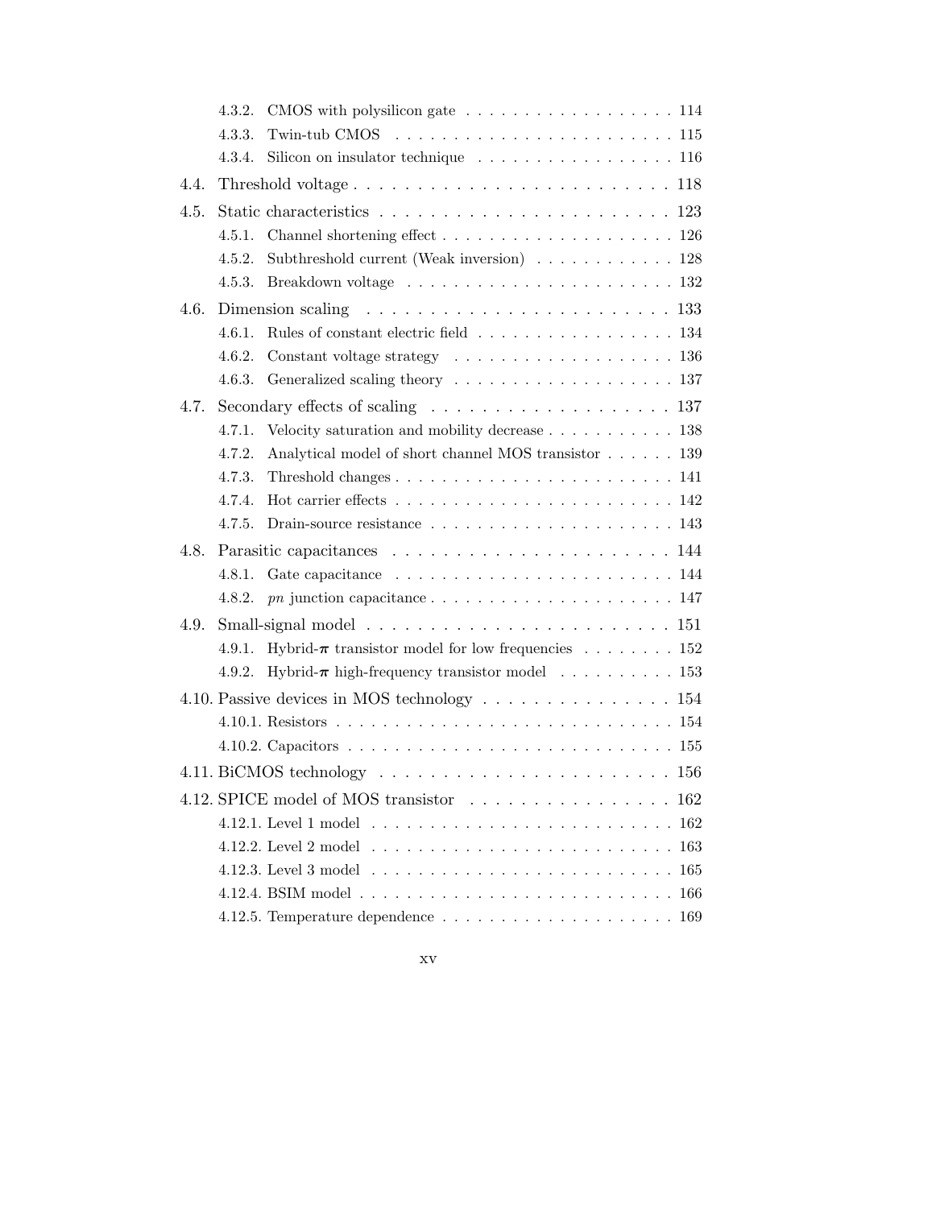- 4.3.2. CMOS with polysilicon gate . . . . . . . . . . . . . . . . . . 114
- 4.3.3. Twin-tub CMOS . . . . . . . . . . . . . . . . . . . . . . . 115
- 4.3.4. Silicon on insulator technique . . . . . . . . . . . . . . . . . 116

4.4. Threshold voltage . . . . . . . . . . . . . . . . . . . . . . . . 118

4.5. Static characteristics . . . . . . . . . . . . . . . . . . . . . . 123
- 4.5.1. Channel shortening effect . . . . . . . . . . . . . . . . . . . 126
- 4.5.2. Subthreshold current (Weak inversion) . . . . . . . . . . . . 128
- 4.5.3. Breakdown voltage . . . . . . . . . . . . . . . . . . . . . . 132

4.6. Dimension scaling . . . . . . . . . . . . . . . . . . . . . . . . 133
- 4.6.1. Rules of constant electric field . . . . . . . . . . . . . . . . 134
- 4.6.2. Constant voltage strategy . . . . . . . . . . . . . . . . . . 136
- 4.6.3. Generalized scaling theory . . . . . . . . . . . . . . . . . . 137

4.7. Secondary effects of scaling . . . . . . . . . . . . . . . . . . . 137
- 4.7.1. Velocity saturation and mobility decrease . . . . . . . . . . . 138
- 4.7.2. Analytical model of short channel MOS transistor . . . . . . 139
- 4.7.3. Threshold changes . . . . . . . . . . . . . . . . . . . . . . . 141
- 4.7.4. Hot carrier effects . . . . . . . . . . . . . . . . . . . . . . . 142
- 4.7.5. Drain-source resistance . . . . . . . . . . . . . . . . . . . . 143

4.8. Parasitic capacitances . . . . . . . . . . . . . . . . . . . . . . 144
- 4.8.1. Gate capacitance . . . . . . . . . . . . . . . . . . . . . . . 144
- 4.8.2. *pn* junction capacitance . . . . . . . . . . . . . . . . . . . . 147

4.9. Small-signal model . . . . . . . . . . . . . . . . . . . . . . . . 151
- 4.9.1. Hybrid-$\boldsymbol{\pi}$ transistor model for low frequencies . . . . . . . . 152
- 4.9.2. Hybrid-$\boldsymbol{\pi}$ high-frequency transistor model . . . . . . . . . . 153

4.10. Passive devices in MOS technology . . . . . . . . . . . . . . . 154
- 4.10.1. Resistors . . . . . . . . . . . . . . . . . . . . . . . . . . . 154
- 4.10.2. Capacitors . . . . . . . . . . . . . . . . . . . . . . . . . . 155

4.11. BiCMOS technology . . . . . . . . . . . . . . . . . . . . . . . 156

4.12. SPICE model of MOS transistor . . . . . . . . . . . . . . . . 162
- 4.12.1. Level 1 model . . . . . . . . . . . . . . . . . . . . . . . . . 162
- 4.12.2. Level 2 model . . . . . . . . . . . . . . . . . . . . . . . . . 163
- 4.12.3. Level 3 model . . . . . . . . . . . . . . . . . . . . . . . . . 165
- 4.12.4. BSIM model . . . . . . . . . . . . . . . . . . . . . . . . . . 166
- 4.12.5. Temperature dependence . . . . . . . . . . . . . . . . . . . 169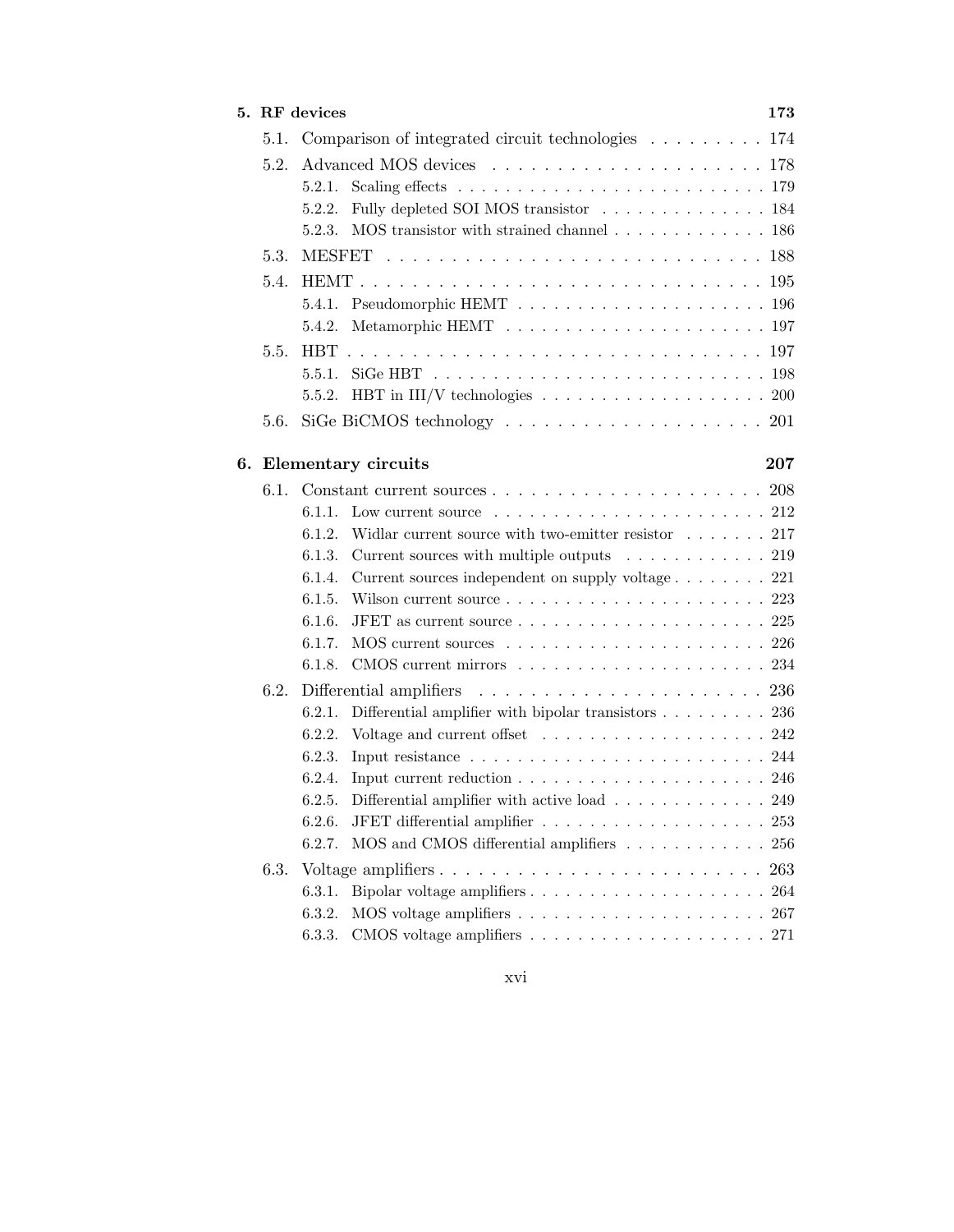**5. RF devices** **173**

- 5.1. Comparison of integrated circuit technologies . . . . . . . . . 174
- 5.2. Advanced MOS devices . . . . . . . . . . . . . . . . . . . . . . 178
  - 5.2.1. Scaling effects . . . . . . . . . . . . . . . . . . . . . . . . . 179
  - 5.2.2. Fully depleted SOI MOS transistor . . . . . . . . . . . . . 184
  - 5.2.3. MOS transistor with strained channel . . . . . . . . . . . . 186
- 5.3. MESFET . . . . . . . . . . . . . . . . . . . . . . . . . . . . . 188
- 5.4. HEMT . . . . . . . . . . . . . . . . . . . . . . . . . . . . . . 195
  - 5.4.1. Pseudomorphic HEMT . . . . . . . . . . . . . . . . . . . . 196
  - 5.4.2. Metamorphic HEMT . . . . . . . . . . . . . . . . . . . . . 197
- 5.5. HBT . . . . . . . . . . . . . . . . . . . . . . . . . . . . . . . 197
  - 5.5.1. SiGe HBT . . . . . . . . . . . . . . . . . . . . . . . . . . 198
  - 5.5.2. HBT in III/V technologies . . . . . . . . . . . . . . . . . . 200
- 5.6. SiGe BiCMOS technology . . . . . . . . . . . . . . . . . . . . 201

**6. Elementary circuits** **207**

- 6.1. Constant current sources . . . . . . . . . . . . . . . . . . . . . 208
  - 6.1.1. Low current source . . . . . . . . . . . . . . . . . . . . . . 212
  - 6.1.2. Widlar current source with two-emitter resistor . . . . . . . 217
  - 6.1.3. Current sources with multiple outputs . . . . . . . . . . . . 219
  - 6.1.4. Current sources independent on supply voltage . . . . . . . . 221
  - 6.1.5. Wilson current source . . . . . . . . . . . . . . . . . . . . . 223
  - 6.1.6. JFET as current source . . . . . . . . . . . . . . . . . . . . 225
  - 6.1.7. MOS current sources . . . . . . . . . . . . . . . . . . . . . 226
  - 6.1.8. CMOS current mirrors . . . . . . . . . . . . . . . . . . . . 234
- 6.2. Differential amplifiers . . . . . . . . . . . . . . . . . . . . . . 236
  - 6.2.1. Differential amplifier with bipolar transistors . . . . . . . . . 236
  - 6.2.2. Voltage and current offset . . . . . . . . . . . . . . . . . . 242
  - 6.2.3. Input resistance . . . . . . . . . . . . . . . . . . . . . . . . 244
  - 6.2.4. Input current reduction . . . . . . . . . . . . . . . . . . . . 246
  - 6.2.5. Differential amplifier with active load . . . . . . . . . . . . . 249
  - 6.2.6. JFET differential amplifier . . . . . . . . . . . . . . . . . . 253
  - 6.2.7. MOS and CMOS differential amplifiers . . . . . . . . . . . . 256
- 6.3. Voltage amplifiers . . . . . . . . . . . . . . . . . . . . . . . . . 263
  - 6.3.1. Bipolar voltage amplifiers . . . . . . . . . . . . . . . . . . . 264
  - 6.3.2. MOS voltage amplifiers . . . . . . . . . . . . . . . . . . . . 267
  - 6.3.3. CMOS voltage amplifiers . . . . . . . . . . . . . . . . . . . 271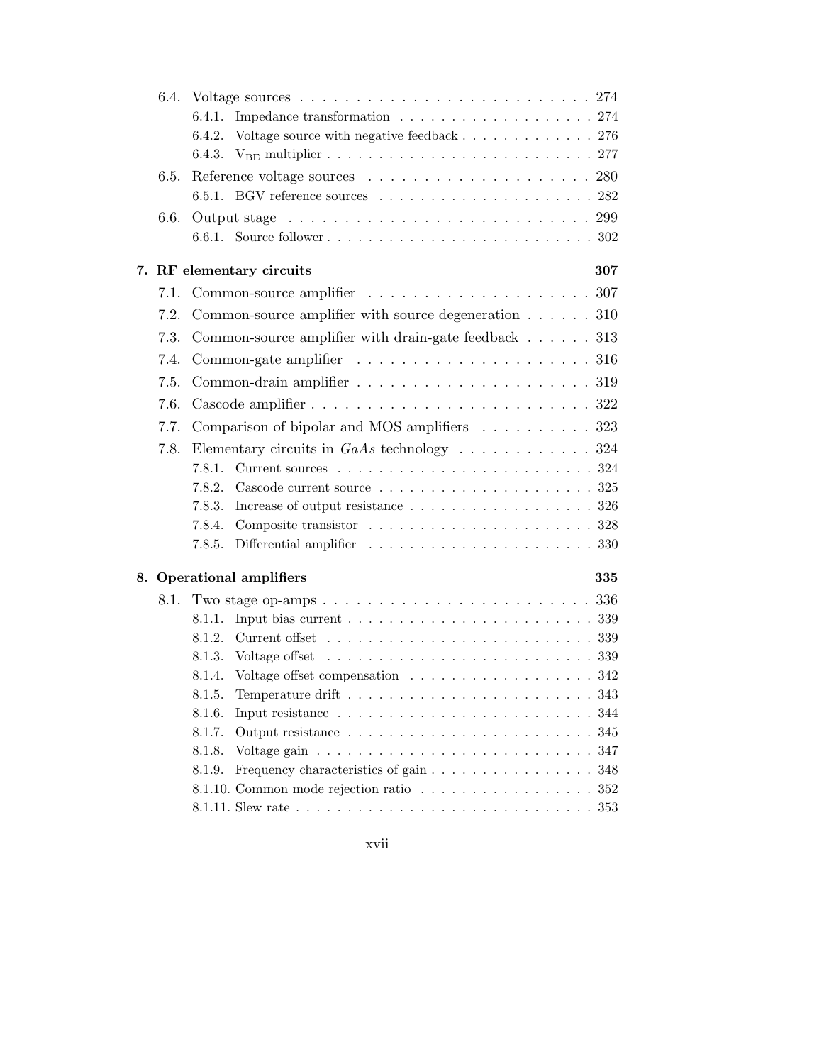- 6.4. Voltage sources . . . . . . . . . . . . . . . . . . . . . . . . . . 274
  - 6.4.1. Impedance transformation . . . . . . . . . . . . . . . . . . . 274
  - 6.4.2. Voltage source with negative feedback . . . . . . . . . . . . . 276
  - 6.4.3. $V_{BE}$ multiplier . . . . . . . . . . . . . . . . . . . . . . . . . 277
- 6.5. Reference voltage sources . . . . . . . . . . . . . . . . . . . . 280
  - 6.5.1. BGV reference sources . . . . . . . . . . . . . . . . . . . . 282
- 6.6. Output stage . . . . . . . . . . . . . . . . . . . . . . . . . . . 299
  - 6.6.1. Source follower . . . . . . . . . . . . . . . . . . . . . . . . . 302

**7. RF elementary circuits** **307**

- 7.1. Common-source amplifier . . . . . . . . . . . . . . . . . . . . 307
- 7.2. Common-source amplifier with source degeneration . . . . . . 310
- 7.3. Common-source amplifier with drain-gate feedback . . . . . . 313
- 7.4. Common-gate amplifier . . . . . . . . . . . . . . . . . . . . . 316
- 7.5. Common-drain amplifier . . . . . . . . . . . . . . . . . . . . . 319
- 7.6. Cascode amplifier . . . . . . . . . . . . . . . . . . . . . . . . . 322
- 7.7. Comparison of bipolar and MOS amplifiers . . . . . . . . . . 323
- 7.8. Elementary circuits in *GaAs* technology . . . . . . . . . . . . 324
  - 7.8.1. Current sources . . . . . . . . . . . . . . . . . . . . . . . . 324
  - 7.8.2. Cascode current source . . . . . . . . . . . . . . . . . . . . 325
  - 7.8.3. Increase of output resistance . . . . . . . . . . . . . . . . . 326
  - 7.8.4. Composite transistor . . . . . . . . . . . . . . . . . . . . . 328
  - 7.8.5. Differential amplifier . . . . . . . . . . . . . . . . . . . . . 330

**8. Operational amplifiers** **335**

- 8.1. Two stage op-amps . . . . . . . . . . . . . . . . . . . . . . . . 336
  - 8.1.1. Input bias current . . . . . . . . . . . . . . . . . . . . . . . 339
  - 8.1.2. Current offset . . . . . . . . . . . . . . . . . . . . . . . . . 339
  - 8.1.3. Voltage offset . . . . . . . . . . . . . . . . . . . . . . . . . 339
  - 8.1.4. Voltage offset compensation . . . . . . . . . . . . . . . . . 342
  - 8.1.5. Temperature drift . . . . . . . . . . . . . . . . . . . . . . . 343
  - 8.1.6. Input resistance . . . . . . . . . . . . . . . . . . . . . . . . 344
  - 8.1.7. Output resistance . . . . . . . . . . . . . . . . . . . . . . . 345
  - 8.1.8. Voltage gain . . . . . . . . . . . . . . . . . . . . . . . . . . 347
  - 8.1.9. Frequency characteristics of gain . . . . . . . . . . . . . . . 348
  - 8.1.10. Common mode rejection ratio . . . . . . . . . . . . . . . . 352
  - 8.1.11. Slew rate . . . . . . . . . . . . . . . . . . . . . . . . . . . . 353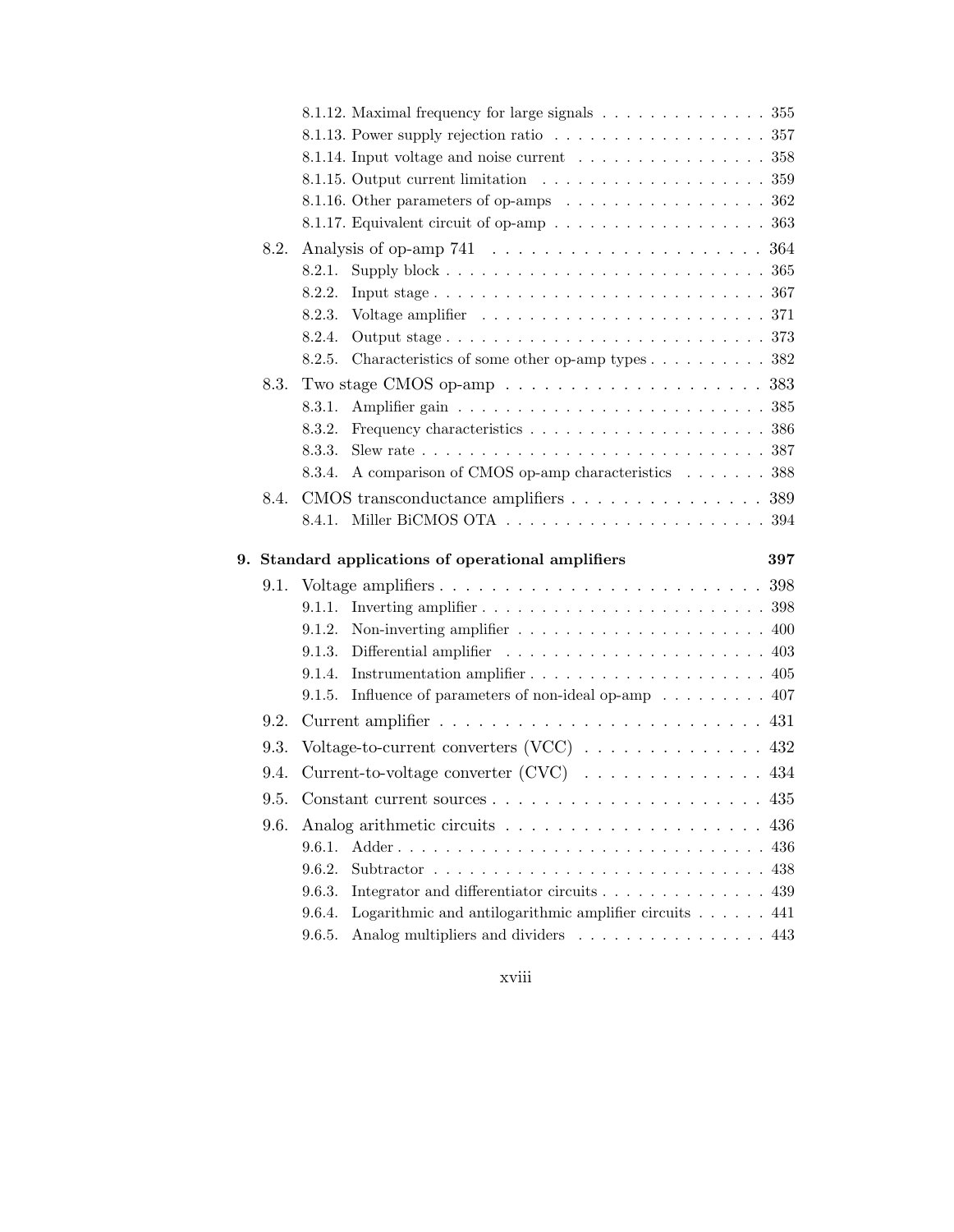- 8.1.12. Maximal frequency for large signals . . . . . . . . . . . . . . . 355
- 8.1.13. Power supply rejection ratio . . . . . . . . . . . . . . . . . . . 357
- 8.1.14. Input voltage and noise current . . . . . . . . . . . . . . . . 358
- 8.1.15. Output current limitation . . . . . . . . . . . . . . . . . . . 359
- 8.1.16. Other parameters of op-amps . . . . . . . . . . . . . . . . . 362
- 8.1.17. Equivalent circuit of op-amp . . . . . . . . . . . . . . . . . . 363

8.2. Analysis of op-amp 741 . . . . . . . . . . . . . . . . . . . . . . 364
- 8.2.1. Supply block . . . . . . . . . . . . . . . . . . . . . . . . . . 365
- 8.2.2. Input stage . . . . . . . . . . . . . . . . . . . . . . . . . . . 367
- 8.2.3. Voltage amplifier . . . . . . . . . . . . . . . . . . . . . . . 371
- 8.2.4. Output stage . . . . . . . . . . . . . . . . . . . . . . . . . . 373
- 8.2.5. Characteristics of some other op-amp types . . . . . . . . . . 382

8.3. Two stage CMOS op-amp . . . . . . . . . . . . . . . . . . . . . 383
- 8.3.1. Amplifier gain . . . . . . . . . . . . . . . . . . . . . . . . . 385
- 8.3.2. Frequency characteristics . . . . . . . . . . . . . . . . . . . . 386
- 8.3.3. Slew rate . . . . . . . . . . . . . . . . . . . . . . . . . . . . 387
- 8.3.4. A comparison of CMOS op-amp characteristics . . . . . . . 388

8.4. CMOS transconductance amplifiers . . . . . . . . . . . . . . . . 389
- 8.4.1. Miller BiCMOS OTA . . . . . . . . . . . . . . . . . . . . . . 394

**9. Standard applications of operational amplifiers** **397**

9.1. Voltage amplifiers . . . . . . . . . . . . . . . . . . . . . . . . . 398
- 9.1.1. Inverting amplifier . . . . . . . . . . . . . . . . . . . . . . . 398
- 9.1.2. Non-inverting amplifier . . . . . . . . . . . . . . . . . . . . . 400
- 9.1.3. Differential amplifier . . . . . . . . . . . . . . . . . . . . . . 403
- 9.1.4. Instrumentation amplifier . . . . . . . . . . . . . . . . . . . . 405
- 9.1.5. Influence of parameters of non-ideal op-amp . . . . . . . . . 407

9.2. Current amplifier . . . . . . . . . . . . . . . . . . . . . . . . . 431

9.3. Voltage-to-current converters (VCC) . . . . . . . . . . . . . . . 432

9.4. Current-to-voltage converter (CVC) . . . . . . . . . . . . . . . 434

9.5. Constant current sources . . . . . . . . . . . . . . . . . . . . . 435

9.6. Analog arithmetic circuits . . . . . . . . . . . . . . . . . . . . . 436
- 9.6.1. Adder . . . . . . . . . . . . . . . . . . . . . . . . . . . . . . 436
- 9.6.2. Subtractor . . . . . . . . . . . . . . . . . . . . . . . . . . . . 438
- 9.6.3. Integrator and differentiator circuits . . . . . . . . . . . . . . 439
- 9.6.4. Logarithmic and antilogarithmic amplifier circuits . . . . . . 441
- 9.6.5. Analog multipliers and dividers . . . . . . . . . . . . . . . . 443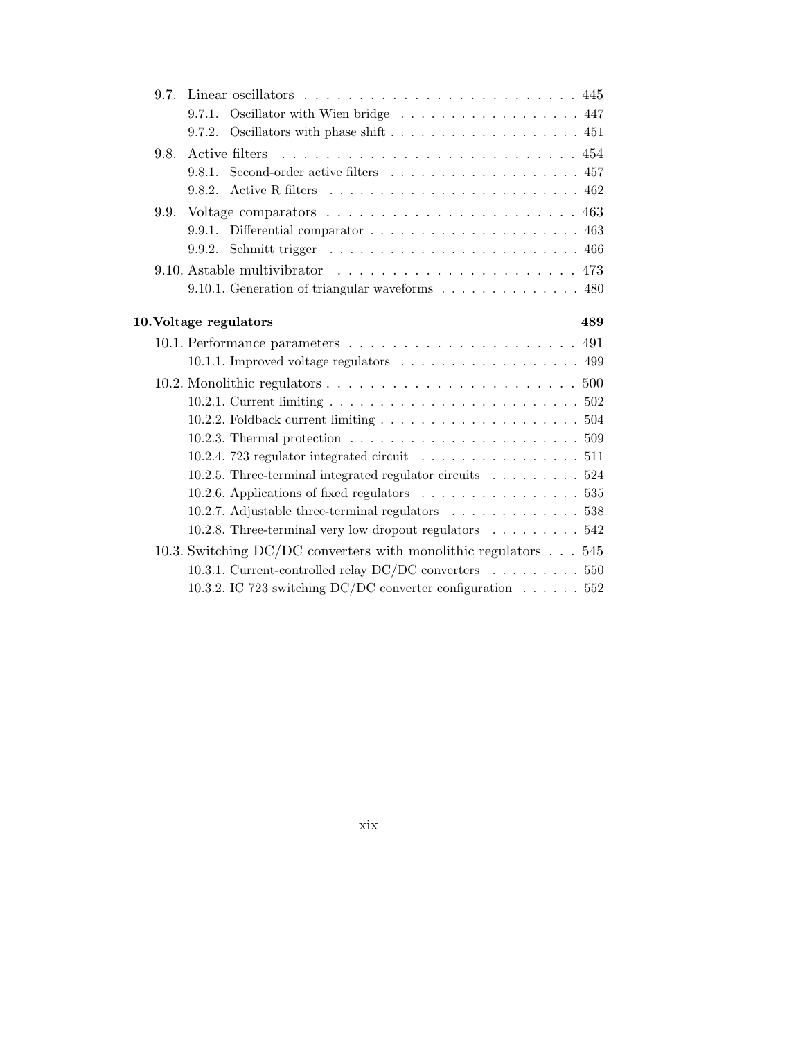- 9.7. Linear oscillators . . . . . . . . . . . . . . . . . . . . . . . . . 445
  - 9.7.1. Oscillator with Wien bridge . . . . . . . . . . . . . . . . . . 447
  - 9.7.2. Oscillators with phase shift . . . . . . . . . . . . . . . . . . . 451
- 9.8. Active filters . . . . . . . . . . . . . . . . . . . . . . . . . . . 454
  - 9.8.1. Second-order active filters . . . . . . . . . . . . . . . . . . . 457
  - 9.8.2. Active R filters . . . . . . . . . . . . . . . . . . . . . . . . 462
- 9.9. Voltage comparators . . . . . . . . . . . . . . . . . . . . . . . 463
  - 9.9.1. Differential comparator . . . . . . . . . . . . . . . . . . . . . 463
  - 9.9.2. Schmitt trigger . . . . . . . . . . . . . . . . . . . . . . . . 466
- 9.10. Astable multivibrator . . . . . . . . . . . . . . . . . . . . . . 473
  - 9.10.1. Generation of triangular waveforms . . . . . . . . . . . . . . 480

**10. Voltage regulators 489**

- 10.1. Performance parameters . . . . . . . . . . . . . . . . . . . . . 491
  - 10.1.1. Improved voltage regulators . . . . . . . . . . . . . . . . . . 499
- 10.2. Monolithic regulators . . . . . . . . . . . . . . . . . . . . . . . 500
  - 10.2.1. Current limiting . . . . . . . . . . . . . . . . . . . . . . . . 502
  - 10.2.2. Foldback current limiting . . . . . . . . . . . . . . . . . . . . 504
  - 10.2.3. Thermal protection . . . . . . . . . . . . . . . . . . . . . . 509
  - 10.2.4. 723 regulator integrated circuit . . . . . . . . . . . . . . . . 511
  - 10.2.5. Three-terminal integrated regulator circuits . . . . . . . . . 524
  - 10.2.6. Applications of fixed regulators . . . . . . . . . . . . . . . . 535
  - 10.2.7. Adjustable three-terminal regulators . . . . . . . . . . . . . 538
  - 10.2.8. Three-terminal very low dropout regulators . . . . . . . . . 542
- 10.3. Switching DC/DC converters with monolithic regulators . . . 545
  - 10.3.1. Current-controlled relay DC/DC converters . . . . . . . . . 550
  - 10.3.2. IC 723 switching DC/DC converter configuration . . . . . . 552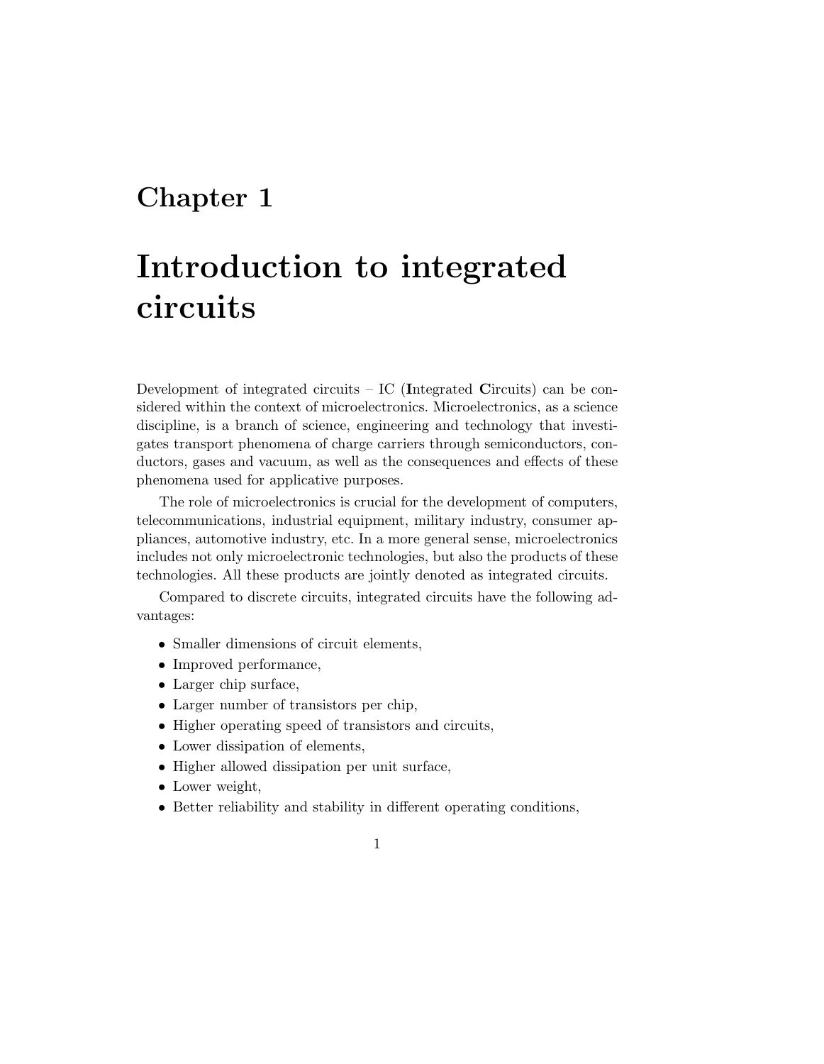# Chapter 1

# Introduction to integrated circuits

Development of integrated circuits – IC (**I**ntegrated **C**ircuits) can be considered within the context of microelectronics. Microelectronics, as a science discipline, is a branch of science, engineering and technology that investigates transport phenomena of charge carriers through semiconductors, conductors, gases and vacuum, as well as the consequences and effects of these phenomena used for applicative purposes.

The role of microelectronics is crucial for the development of computers, telecommunications, industrial equipment, military industry, consumer appliances, automotive industry, etc. In a more general sense, microelectronics includes not only microelectronic technologies, but also the products of these technologies. All these products are jointly denoted as integrated circuits.

Compared to discrete circuits, integrated circuits have the following advantages:

- Smaller dimensions of circuit elements,
- Improved performance,
- Larger chip surface,
- Larger number of transistors per chip,
- Higher operating speed of transistors and circuits,
- Lower dissipation of elements,
- Higher allowed dissipation per unit surface,
- Lower weight,
- Better reliability and stability in different operating conditions,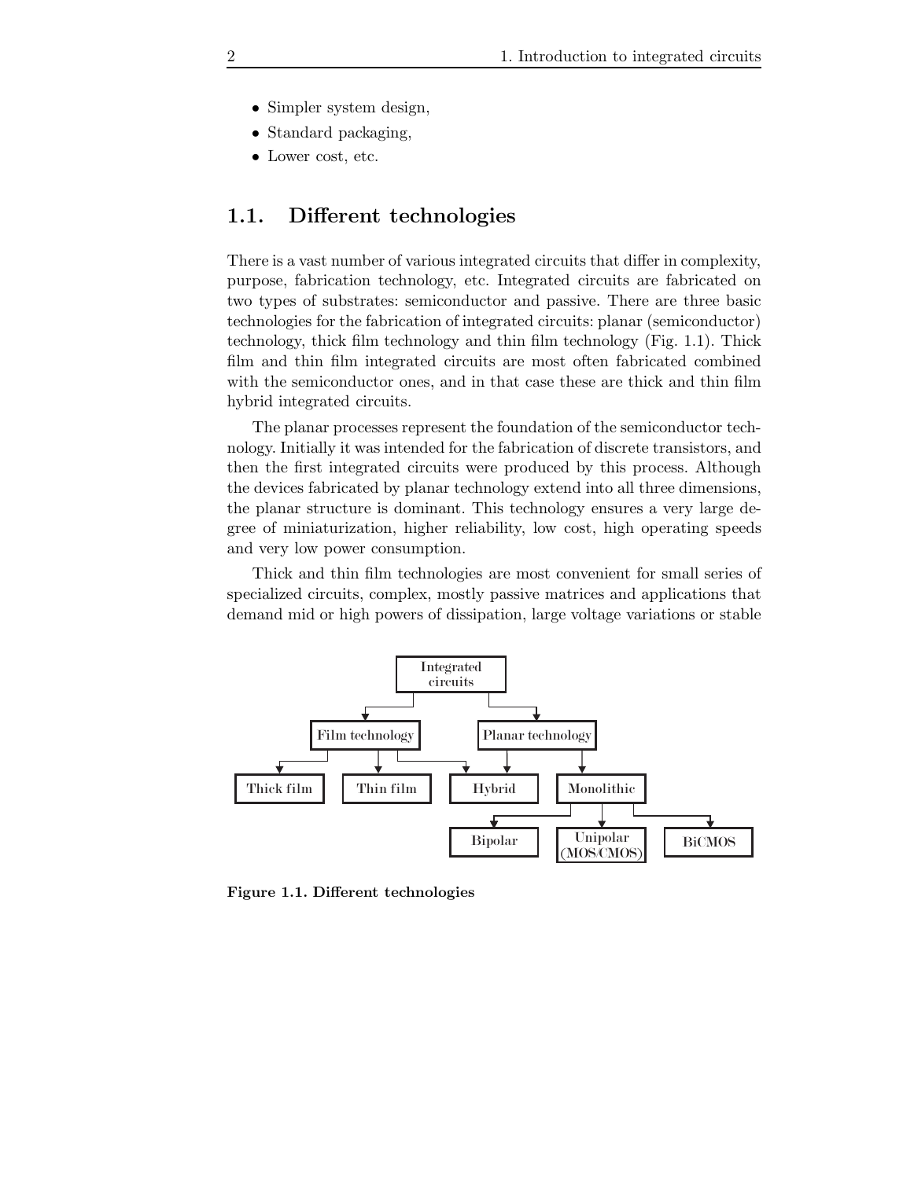- Simpler system design,
- Standard packaging,
- Lower cost, etc.

## 1.1. Different technologies

There is a vast number of various integrated circuits that differ in complexity, purpose, fabrication technology, etc. Integrated circuits are fabricated on two types of substrates: semiconductor and passive. There are three basic technologies for the fabrication of integrated circuits: planar (semiconductor) technology, thick film technology and thin film technology (Fig. 1.1). Thick film and thin film integrated circuits are most often fabricated combined with the semiconductor ones, and in that case these are thick and thin film hybrid integrated circuits.

The planar processes represent the foundation of the semiconductor technology. Initially it was intended for the fabrication of discrete transistors, and then the first integrated circuits were produced by this process. Although the devices fabricated by planar technology extend into all three dimensions, the planar structure is dominant. This technology ensures a very large degree of miniaturization, higher reliability, low cost, high operating speeds and very low power consumption.

Thick and thin film technologies are most convenient for small series of specialized circuits, complex, mostly passive matrices and applications that demand mid or high powers of dissipation, large voltage variations or stable

Integrated circuits

Film technology

Planar technology

Thick film

Thin film

Hybrid

Monolithic

Bipolar

Unipolar (MOS/CMOS)

BiCMOS

**Figure 1.1. Different technologies**